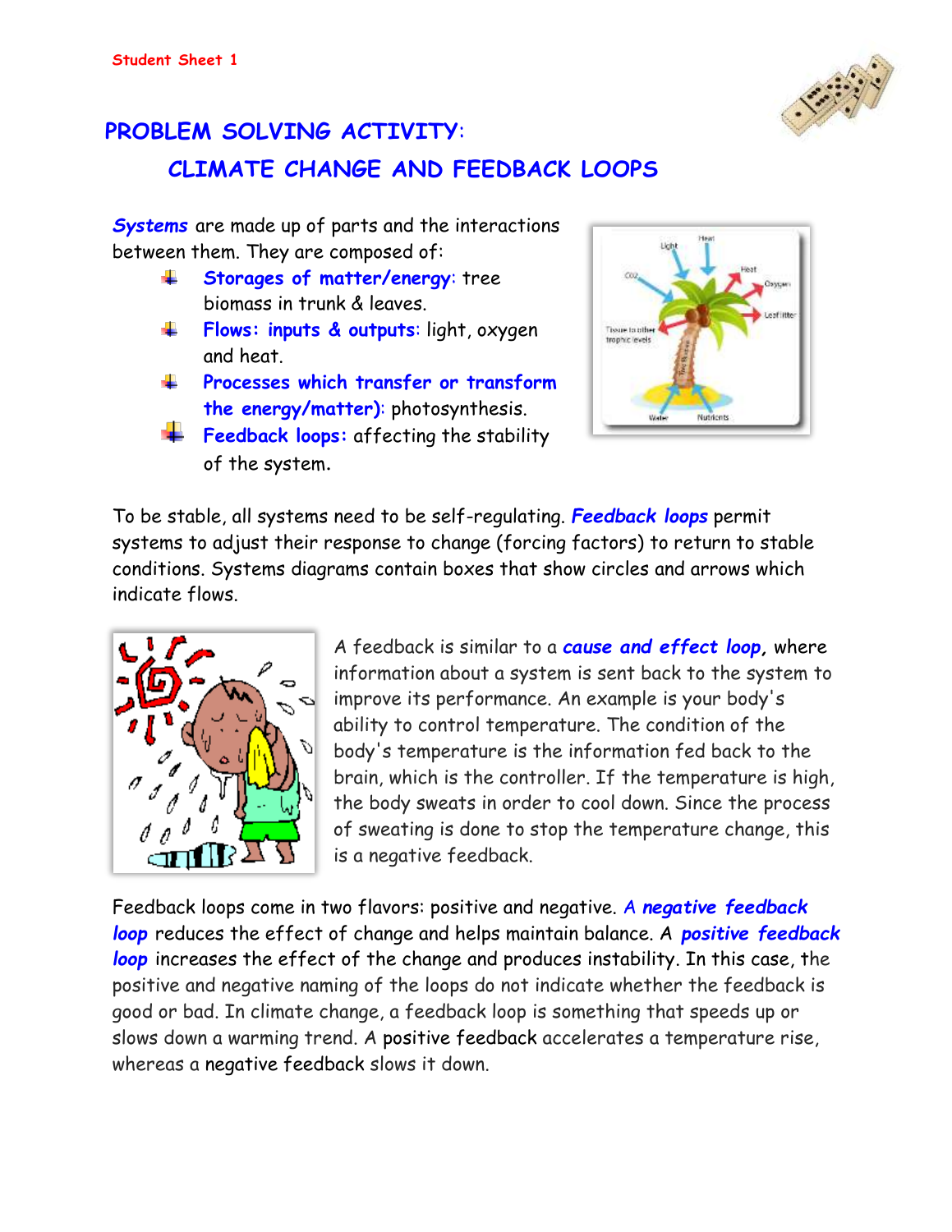Student Sheet 1

# PROBLEM SOLVING ACTIVITY:

## CLIMATE CHANGE AND FEEDBACK LOOPS

***Systems*** are made up of parts and the interactions between them. They are composed of:

- **Storages of matter/energy**: tree biomass in trunk & leaves.
- **Flows: inputs & outputs**: light, oxygen and heat.
- **Processes which transfer or transform the energy/matter)**: photosynthesis.
- **Feedback loops**: affecting the stability of the system.

To be stable, all systems need to be self-regulating. ***Feedback loops*** permit systems to adjust their response to change (forcing factors) to return to stable conditions. Systems diagrams contain boxes that show circles and arrows which indicate flows.

A feedback is similar to a ***cause and effect loop***, where information about a system is sent back to the system to improve its performance. An example is your body's ability to control temperature. The condition of the body's temperature is the information fed back to the brain, which is the controller. If the temperature is high, the body sweats in order to cool down. Since the process of sweating is done to stop the temperature change, this is a negative feedback.

Feedback loops come in two flavors: positive and negative. A ***negative feedback loop*** reduces the effect of change and helps maintain balance. A ***positive feedback loop*** increases the effect of the change and produces instability. In this case, the positive and negative naming of the loops do not indicate whether the feedback is good or bad. In climate change, a feedback loop is something that speeds up or slows down a warming trend. A positive feedback accelerates a temperature rise, whereas a negative feedback slows it down.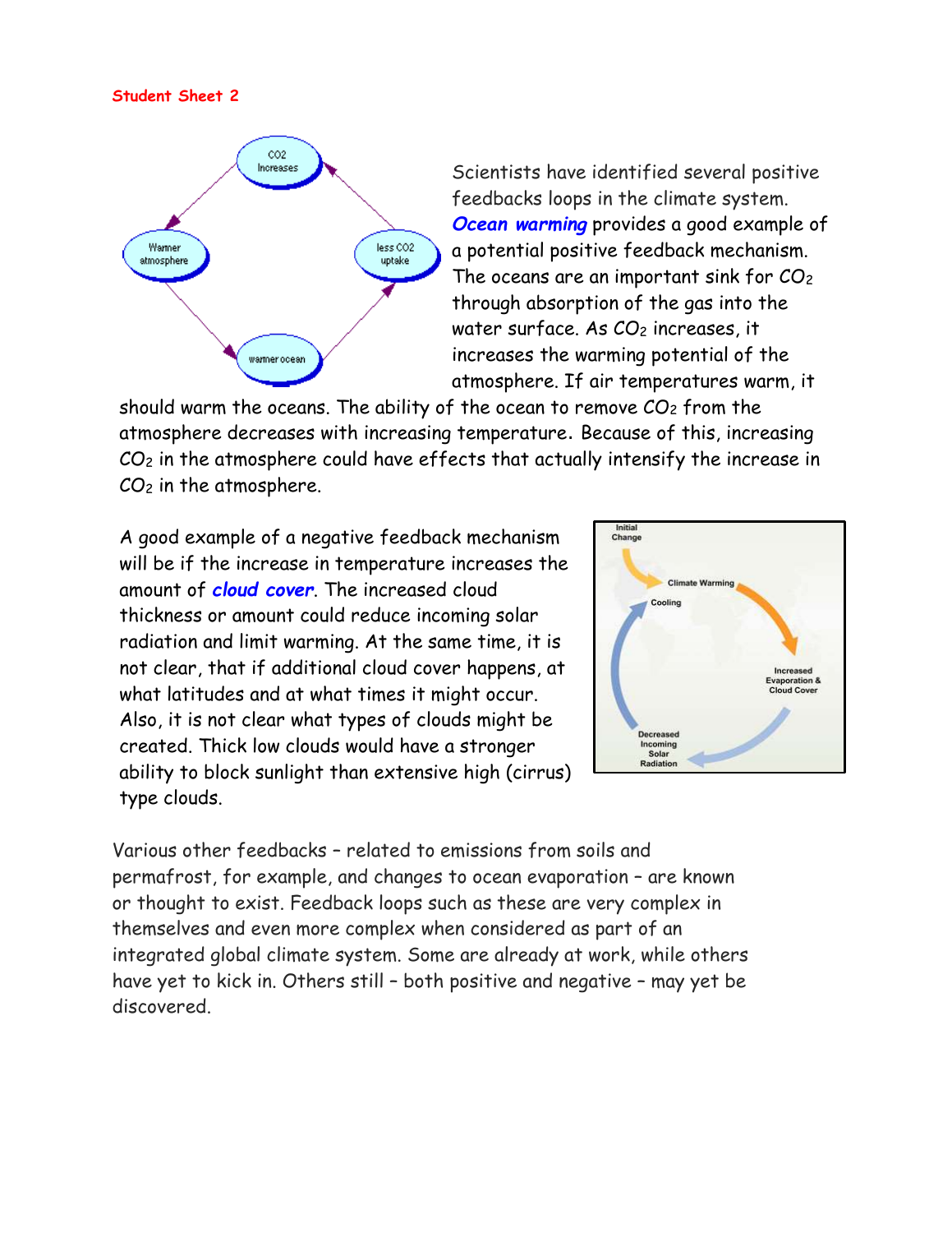**Student Sheet 2**

Scientists have identified several positive feedbacks loops in the climate system. ***Ocean warming*** provides a good example of a potential positive feedback mechanism. The oceans are an important sink for $CO_2$ through absorption of the gas into the water surface. As $CO_2$ increases, it increases the warming potential of the atmosphere. If air temperatures warm, it should warm the oceans. The ability of the ocean to remove $CO_2$ from the atmosphere decreases with increasing temperature. Because of this, increasing $CO_2$ in the atmosphere could have effects that actually intensify the increase in $CO_2$ in the atmosphere.

A good example of a negative feedback mechanism will be if the increase in temperature increases the amount of ***cloud cover***. The increased cloud thickness or amount could reduce incoming solar radiation and limit warming. At the same time, it is not clear, that if additional cloud cover happens, at what latitudes and at what times it might occur. Also, it is not clear what types of clouds might be created. Thick low clouds would have a stronger ability to block sunlight than extensive high (cirrus) type clouds.

Various other feedbacks – related to emissions from soils and permafrost, for example, and changes to ocean evaporation – are known or thought to exist. Feedback loops such as these are very complex in themselves and even more complex when considered as part of an integrated global climate system. Some are already at work, while others have yet to kick in. Others still – both positive and negative – may yet be discovered.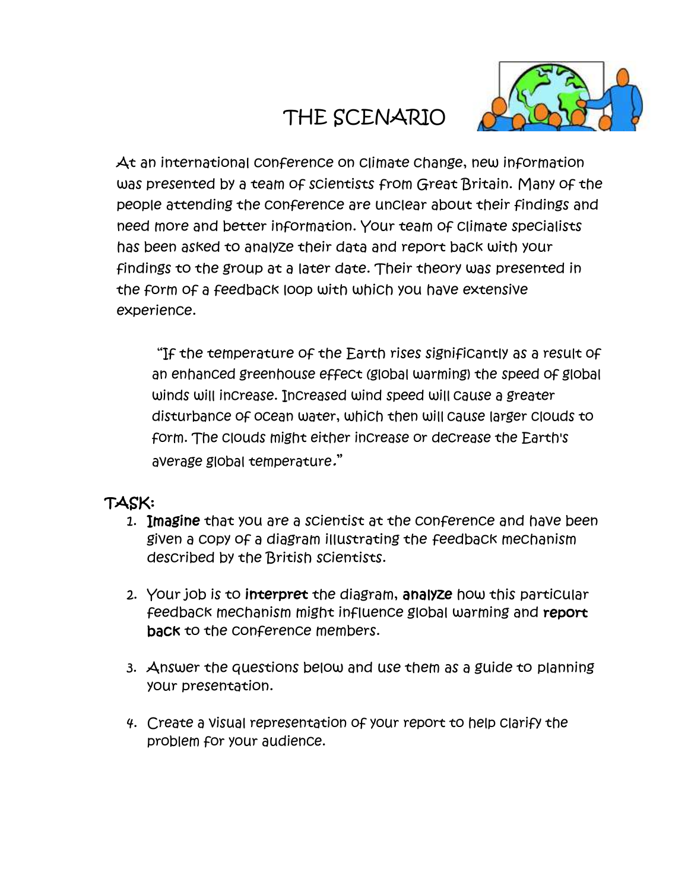# THE SCENARIO

At an international conference on climate change, new information was presented by a team of scientists from Great Britain. Many of the people attending the conference are unclear about their findings and need more and better information. Your team of climate specialists has been asked to analyze their data and report back with your findings to the group at a later date. Their theory was presented in the form of a feedback loop with which you have extensive experience.

> "If the temperature of the Earth rises significantly as a result of an enhanced greenhouse effect (global warming) the speed of global winds will increase. Increased wind speed will cause a greater disturbance of ocean water, which then will cause larger clouds to form. The clouds might either increase or decrease the Earth's average global temperature."

## TASK:

1. **Imagine** that you are a scientist at the conference and have been given a copy of a diagram illustrating the feedback mechanism described by the British scientists.
2. Your job is to **interpret** the diagram, **analyze** how this particular feedback mechanism might influence global warming and **report back** to the conference members.
3. Answer the questions below and use them as a guide to planning your presentation.
4. Create a visual representation of your report to help clarify the problem for your audience.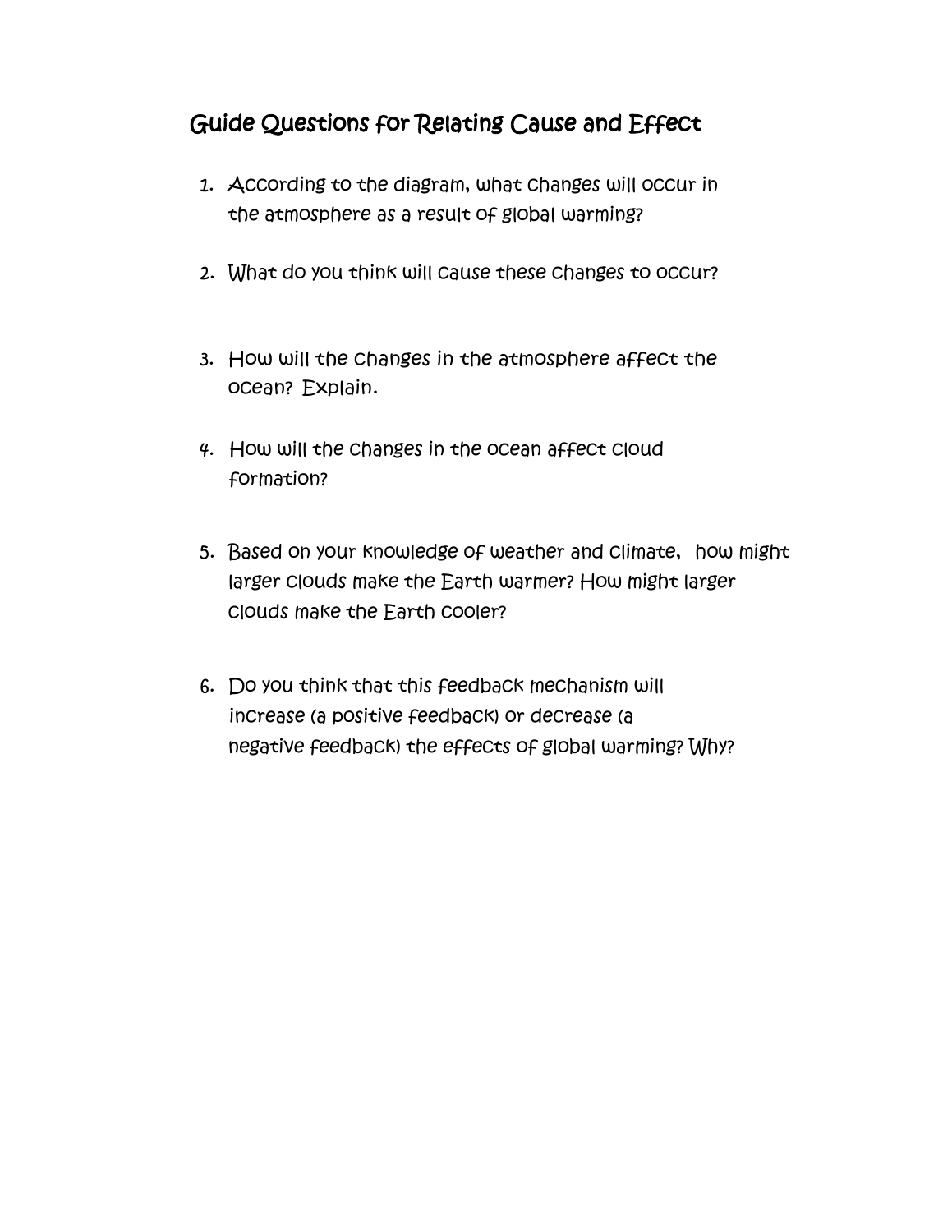## Guide Questions for Relating Cause and Effect

1. According to the diagram, what changes will occur in the atmosphere as a result of global warming?
2. What do you think will cause these changes to occur?
3. How will the changes in the atmosphere affect the ocean? Explain.
4. How will the changes in the ocean affect cloud formation?
5. Based on your knowledge of weather and climate, how might larger clouds make the Earth warmer? How might larger clouds make the Earth cooler?
6. Do you think that this feedback mechanism will increase (a positive feedback) or decrease (a negative feedback) the effects of global warming? Why?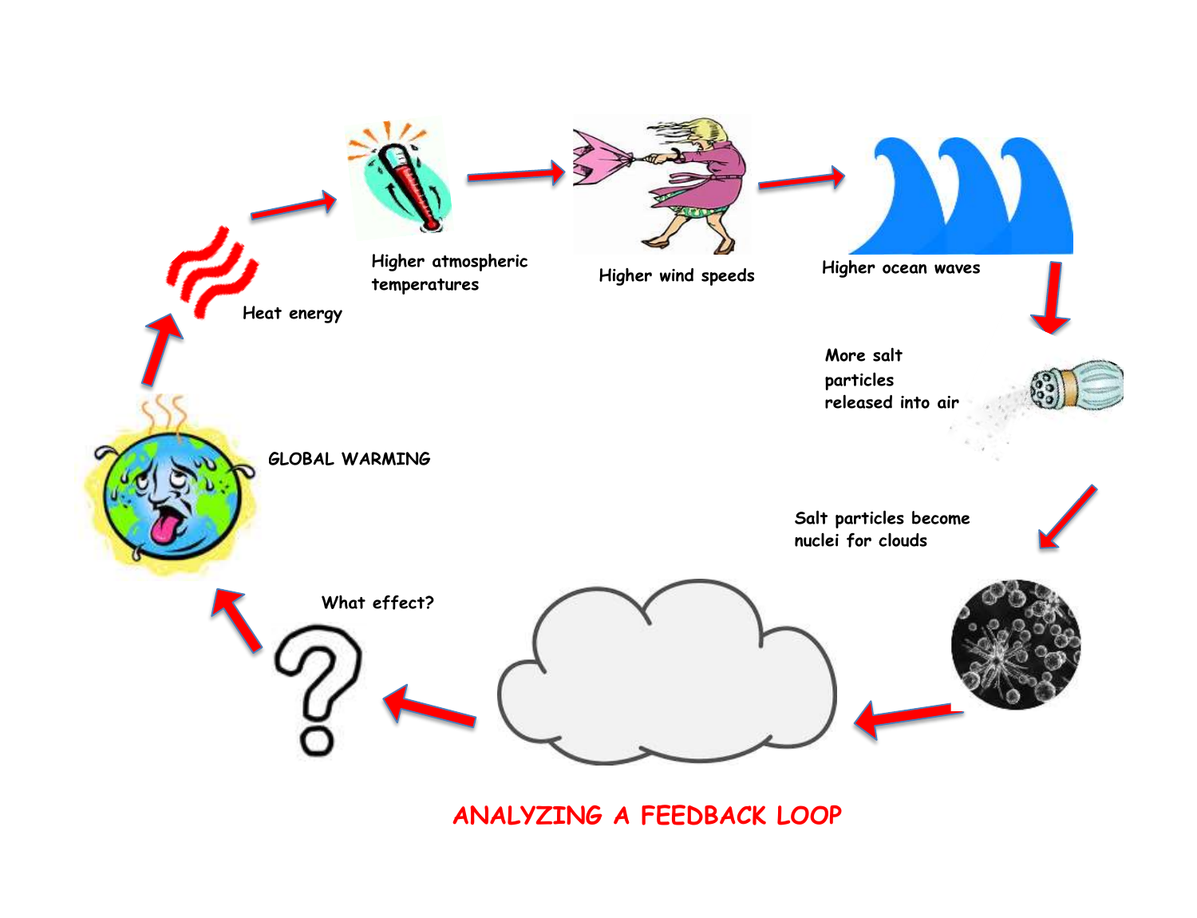Heat energy

Higher atmospheric temperatures

Higher wind speeds

Higher ocean waves

More salt particles released into air

Salt particles become nuclei for clouds

What effect?

GLOBAL WARMING

ANALYZING A FEEDBACK LOOP